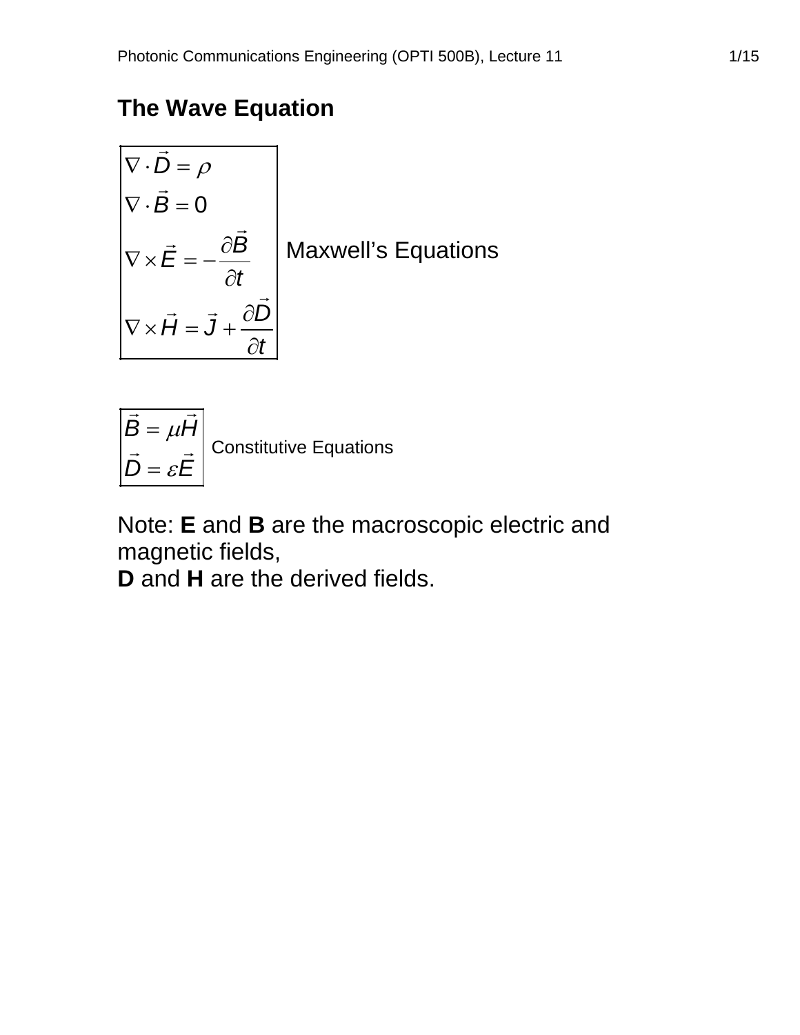# The Wave Equation

$$
\begin{aligned}
\nabla \cdot \vec{D} &= \rho \\
\nabla \cdot \vec{B} &= 0 \\
\nabla \times \vec{E} &= -\frac{\partial \vec{B}}{\partial t} \\
\nabla \times \vec{H} &= \vec{J} + \frac{\partial \vec{D}}{\partial t}
\end{aligned}
$$

Maxwell's Equations

$$
\begin{aligned}
\vec{B} &= \mu \vec{H} \\
\vec{D} &= \varepsilon \vec{E}
\end{aligned}
$$

Constitutive Equations

Note: **E** and **B** are the macroscopic electric and magnetic fields,
**D** and **H** are the derived fields.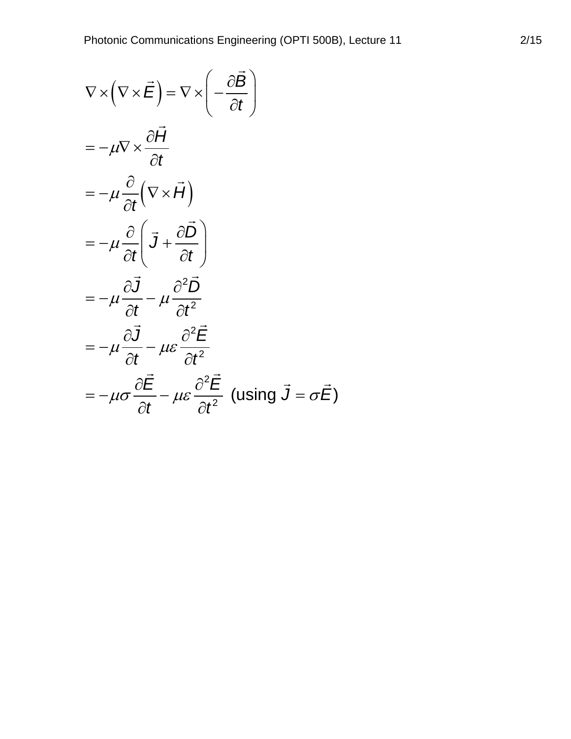$$\nabla \times \left( \nabla \times \vec{E} \right) = \nabla \times \left( -\frac{\partial \vec{B}}{\partial t} \right)$$

$$= -\mu \nabla \times \frac{\partial \vec{H}}{\partial t}$$

$$= -\mu \frac{\partial}{\partial t} \left( \nabla \times \vec{H} \right)$$

$$= -\mu \frac{\partial}{\partial t} \left( \vec{J} + \frac{\partial \vec{D}}{\partial t} \right)$$

$$= -\mu \frac{\partial \vec{J}}{\partial t} - \mu \frac{\partial^2 \vec{D}}{\partial t^2}$$

$$= -\mu \frac{\partial \vec{J}}{\partial t} - \mu \varepsilon \frac{\partial^2 \vec{E}}{\partial t^2}$$

$$= -\mu \sigma \frac{\partial \vec{E}}{\partial t} - \mu \varepsilon \frac{\partial^2 \vec{E}}{\partial t^2} \text{ (using } \vec{J} = \sigma \vec{E} \text{)}$$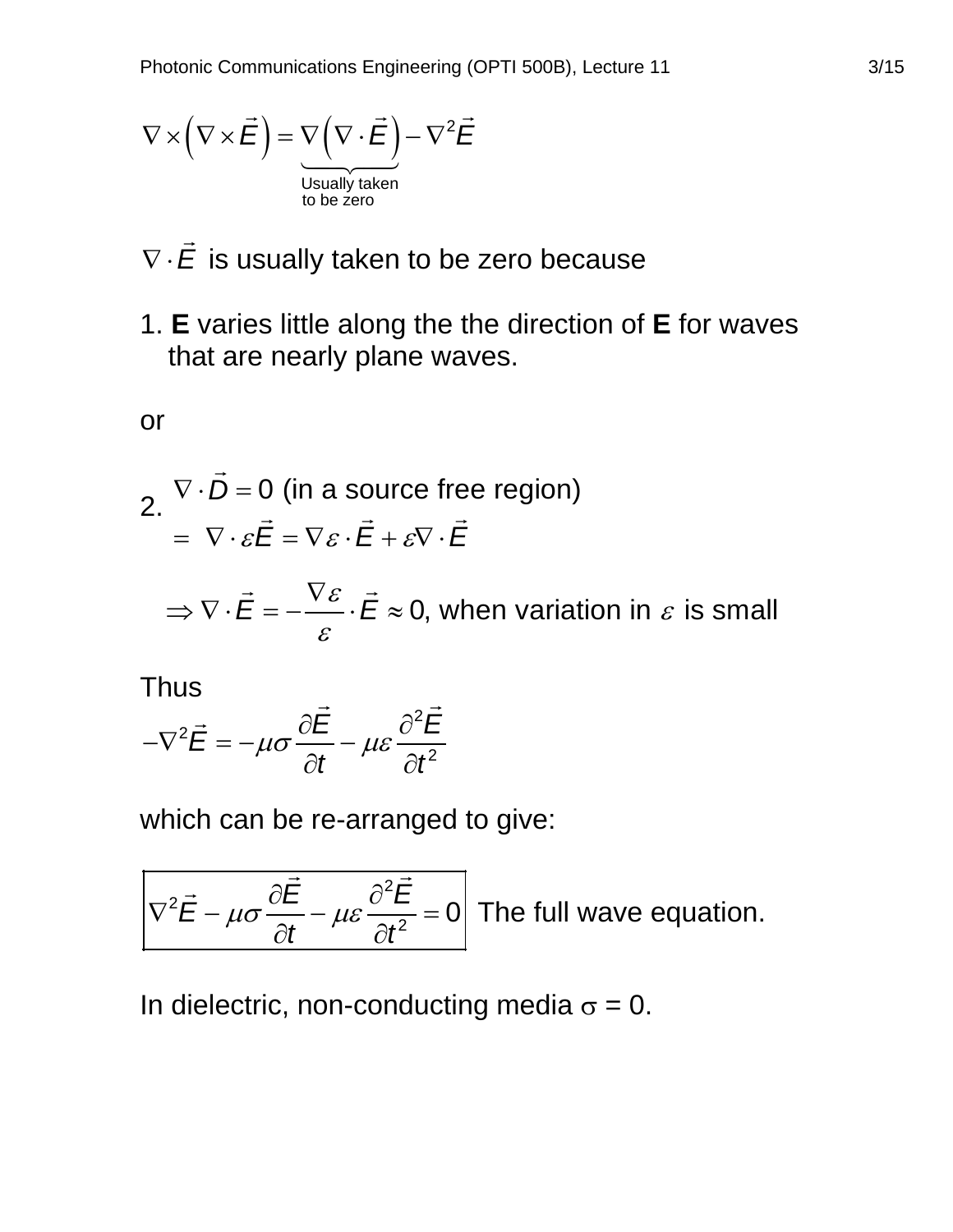$$\nabla \times \left( \nabla \times \vec{E} \right) = \underbrace{\nabla \left( \nabla \cdot \vec{E} \right)}_{\text{Usually taken to be zero}} - \nabla^2 \vec{E}$$

$\nabla \cdot \vec{E}$ is usually taken to be zero because

1. **E** varies little along the the direction of **E** for waves that are nearly plane waves.

or

2. $\nabla \cdot \vec{D} = 0$ (in a source free region)

$$= \nabla \cdot \varepsilon \vec{E} = \nabla \varepsilon \cdot \vec{E} + \varepsilon \nabla \cdot \vec{E}$$

$$\Rightarrow \nabla \cdot \vec{E} = -\frac{\nabla \varepsilon}{\varepsilon} \cdot \vec{E} \approx 0\text{, when variation in } \varepsilon \text{ is small}$$

Thus

$$-\nabla^2 \vec{E} = -\mu\sigma \frac{\partial \vec{E}}{\partial t} - \mu\varepsilon \frac{\partial^2 \vec{E}}{\partial t^2}$$

which can be re-arranged to give:

$$\boxed{\nabla^2 \vec{E} - \mu\sigma \frac{\partial \vec{E}}{\partial t} - \mu\varepsilon \frac{\partial^2 \vec{E}}{\partial t^2} = 0}$$ The full wave equation.

In dielectric, non-conducting media $\sigma = 0$.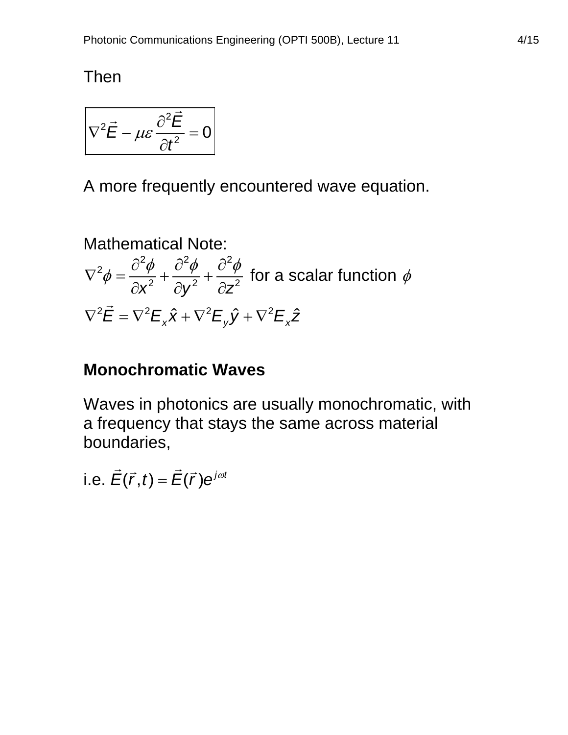Then

$$\nabla^2 \vec{E} - \mu\varepsilon \frac{\partial^2 \vec{E}}{\partial t^2} = 0$$

A more frequently encountered wave equation.

Mathematical Note:

$\nabla^2 \phi = \dfrac{\partial^2 \phi}{\partial x^2} + \dfrac{\partial^2 \phi}{\partial y^2} + \dfrac{\partial^2 \phi}{\partial z^2}$ for a scalar function $\phi$

$\nabla^2 \vec{E} = \nabla^2 E_x \hat{x} + \nabla^2 E_y \hat{y} + \nabla^2 E_x \hat{z}$

**Monochromatic Waves**

Waves in photonics are usually monochromatic, with a frequency that stays the same across material boundaries,

i.e. $\vec{E}(\vec{r},t) = \vec{E}(\vec{r})e^{j\omega t}$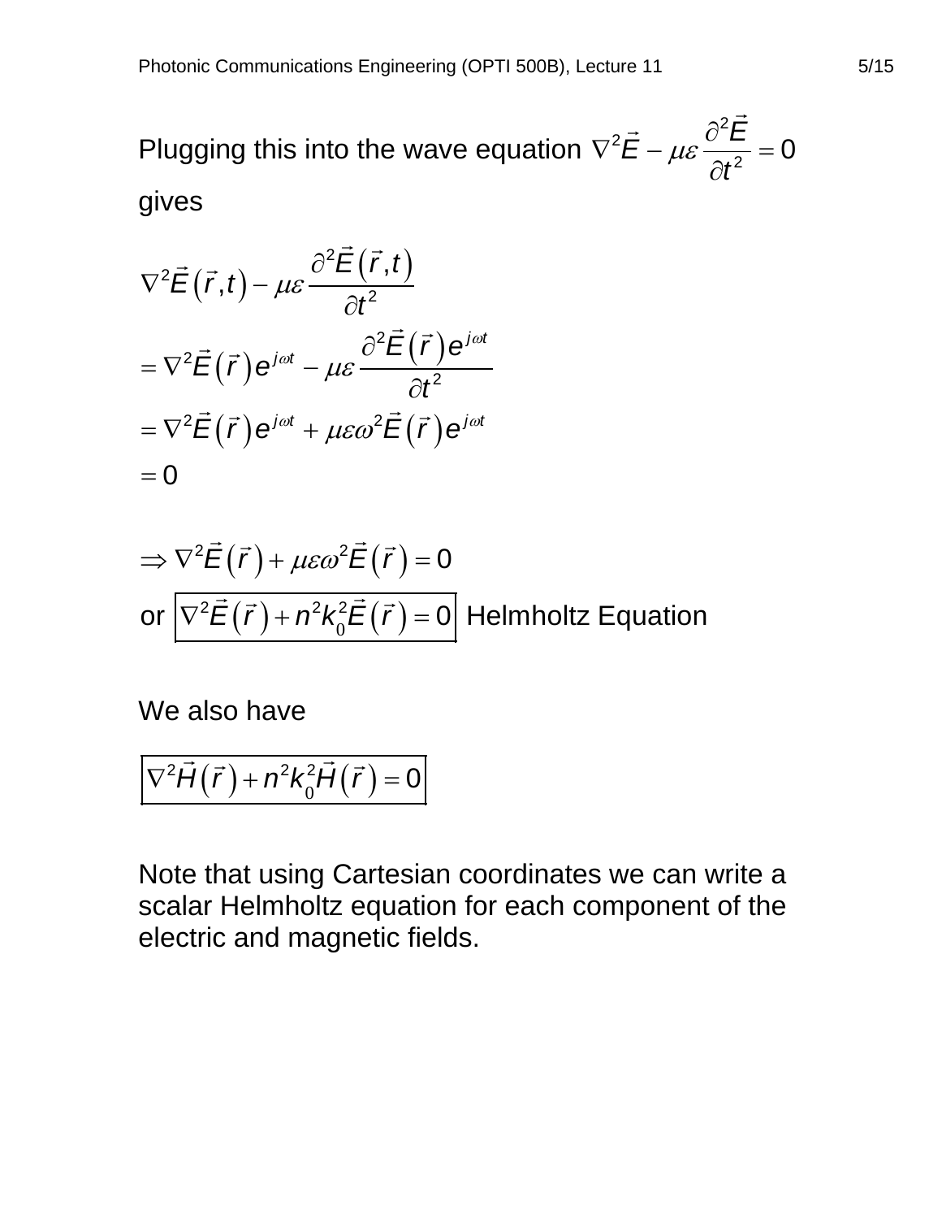Plugging this into the wave equation $\nabla^2 \vec{E} - \mu\varepsilon \dfrac{\partial^2 \vec{E}}{\partial t^2} = 0$ gives

$$
\begin{aligned}
&\nabla^2 \vec{E}\left(\vec{r},t\right) - \mu\varepsilon \frac{\partial^2 \vec{E}\left(\vec{r},t\right)}{\partial t^2} \\
&= \nabla^2 \vec{E}\left(\vec{r}\right) e^{j\omega t} - \mu\varepsilon \frac{\partial^2 \vec{E}\left(\vec{r}\right) e^{j\omega t}}{\partial t^2} \\
&= \nabla^2 \vec{E}\left(\vec{r}\right) e^{j\omega t} + \mu\varepsilon\omega^2 \vec{E}\left(\vec{r}\right) e^{j\omega t} \\
&= 0
\end{aligned}
$$

$$
\Rightarrow \nabla^2 \vec{E}\left(\vec{r}\right) + \mu\varepsilon\omega^2 \vec{E}\left(\vec{r}\right) = 0
$$

or $\boxed{\nabla^2 \vec{E}\left(\vec{r}\right) + n^2 k_0^2 \vec{E}\left(\vec{r}\right) = 0}$ Helmholtz Equation

We also have

$$
\boxed{\nabla^2 \vec{H}\left(\vec{r}\right) + n^2 k_0^2 \vec{H}\left(\vec{r}\right) = 0}
$$

Note that using Cartesian coordinates we can write a scalar Helmholtz equation for each component of the electric and magnetic fields.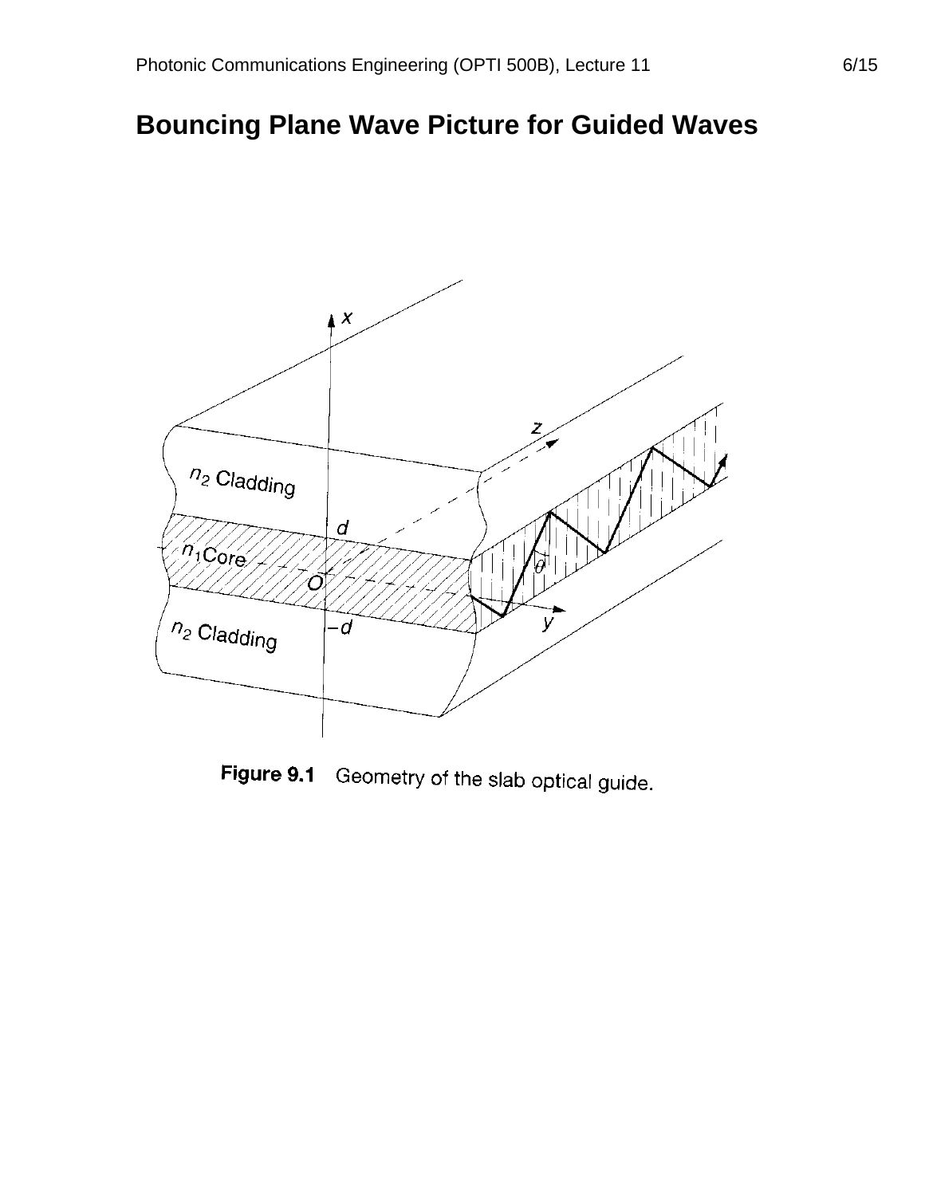# Bouncing Plane Wave Picture for Guided Waves

**Figure 9.1** Geometry of the slab optical guide.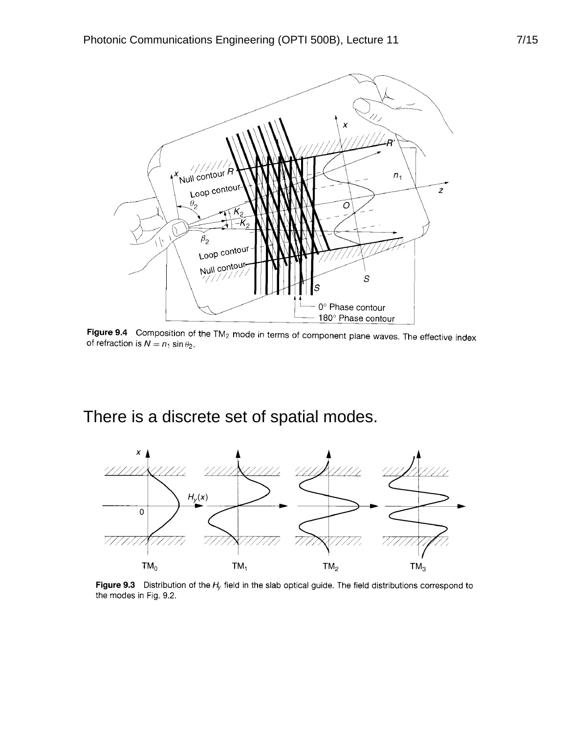**Figure 9.4** Composition of the $TM_2$ mode in terms of component plane waves. The effective index of refraction is $N = n_1 \sin\theta_2$.

There is a discrete set of spatial modes.

**Figure 9.3** Distribution of the $H_y$ field in the slab optical guide. The field distributions correspond to the modes in Fig. 9.2.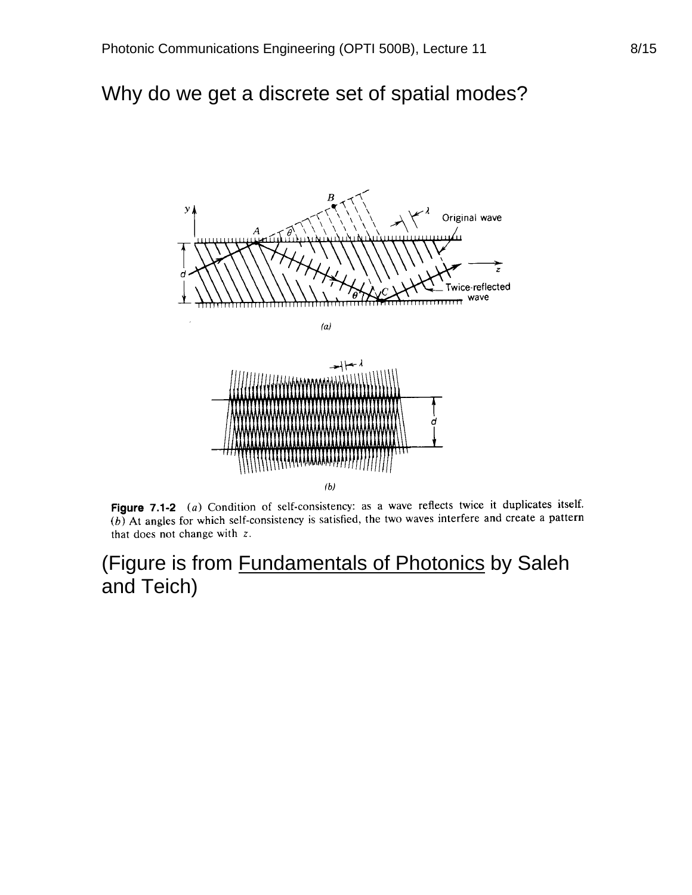# Why do we get a discrete set of spatial modes?

**Figure 7.1-2** (*a*) Condition of self-consistency: as a wave reflects twice it duplicates itself. (*b*) At angles for which self-consistency is satisfied, the two waves interfere and create a pattern that does not change with $z$.

(Figure is from Fundamentals of Photonics by Saleh and Teich)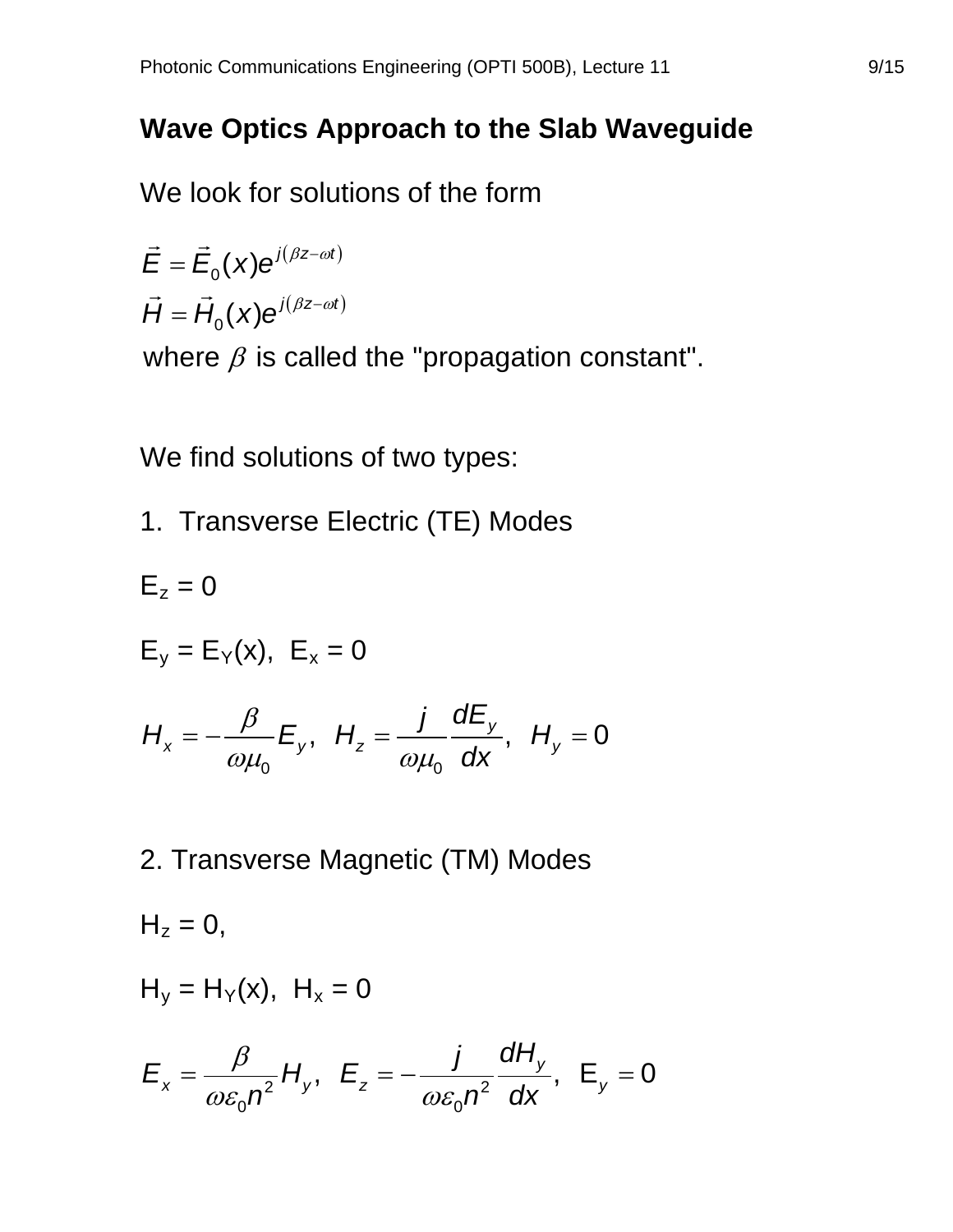## Wave Optics Approach to the Slab Waveguide

We look for solutions of the form

$$\vec{E} = \vec{E}_0(x)e^{j(\beta z - \omega t)}$$
$$\vec{H} = \vec{H}_0(x)e^{j(\beta z - \omega t)}$$

where $\beta$ is called the "propagation constant".

We find solutions of two types:

1. Transverse Electric (TE) Modes

$E_z = 0$

$E_y = E_Y(x)$, $E_x = 0$

$$H_x = -\frac{\beta}{\omega\mu_0}E_y, \;\; H_z = \frac{j}{\omega\mu_0}\frac{dE_y}{dx}, \;\; H_y = 0$$

2. Transverse Magnetic (TM) Modes

$H_z = 0$,

$H_y = H_Y(x)$, $H_x = 0$

$$E_x = \frac{\beta}{\omega\varepsilon_0 n^2}H_y, \;\; E_z = -\frac{j}{\omega\varepsilon_0 n^2}\frac{dH_y}{dx}, \;\; E_y = 0$$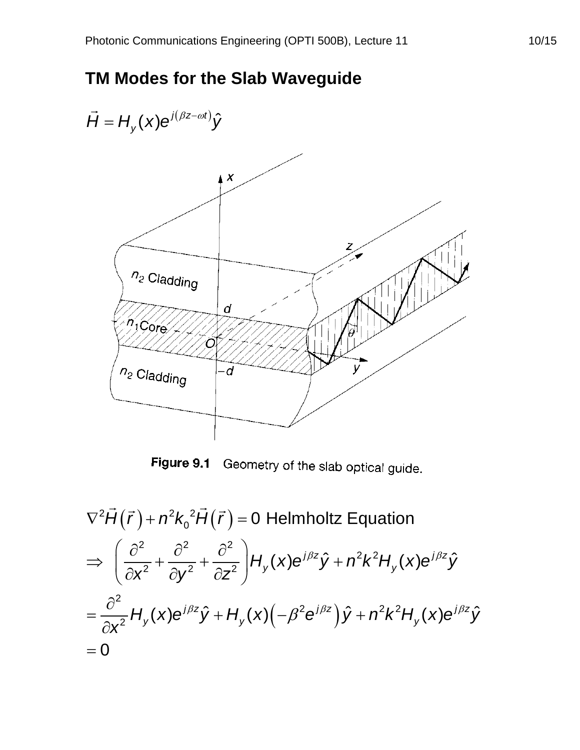# TM Modes for the Slab Waveguide

$$\vec{H} = H_y(x)e^{j(\beta z - \omega t)}\hat{y}$$

**Figure 9.1** Geometry of the slab optical guide.

$$\nabla^2 \vec{H}\left(\vec{r}\right) + n^2 k_0^{\,2} \vec{H}\left(\vec{r}\right) = 0 \text{ Helmholtz Equation}$$

$$\Rightarrow \left( \frac{\partial^2}{\partial x^2} + \frac{\partial^2}{\partial y^2} + \frac{\partial^2}{\partial z^2} \right) H_y(x) e^{j\beta z}\hat{y} + n^2 k^2 H_y(x) e^{j\beta z}\hat{y}$$

$$= \frac{\partial^2}{\partial x^2} H_y(x) e^{j\beta z}\hat{y} + H_y(x)\left(-\beta^2 e^{j\beta z}\right)\hat{y} + n^2 k^2 H_y(x) e^{j\beta z}\hat{y}$$

$$= 0$$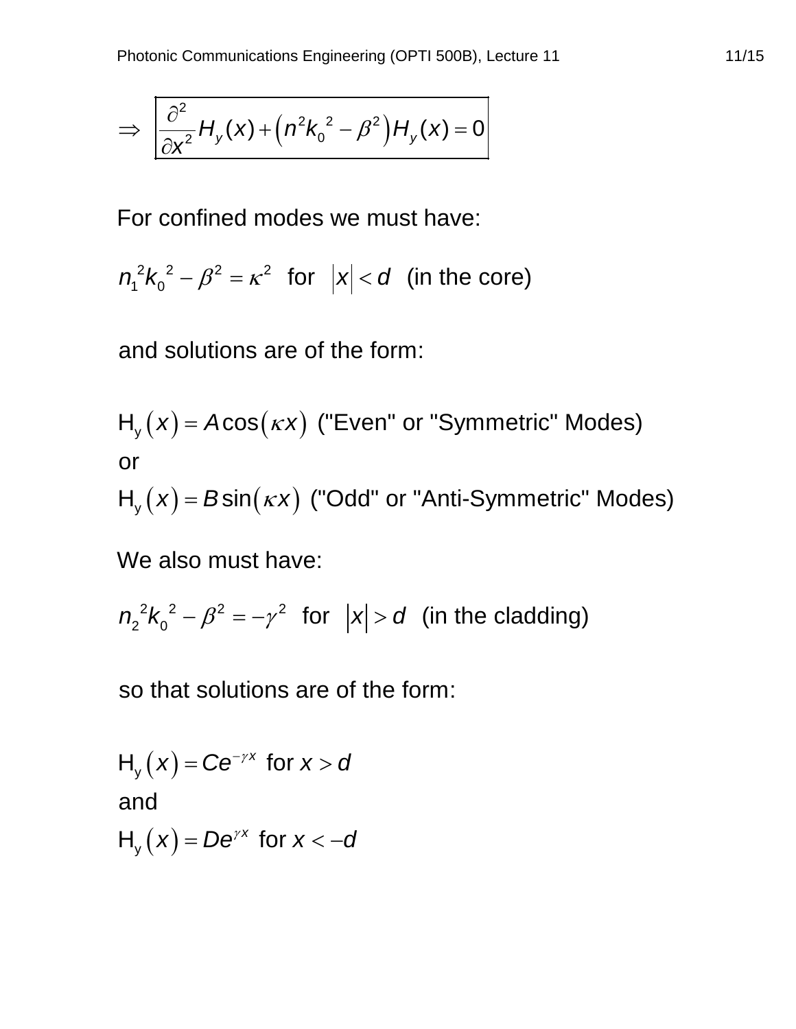$$\Rightarrow \boxed{\frac{\partial^2}{\partial x^2} H_y(x) + \left(n^2 k_0^{\ 2} - \beta^2\right) H_y(x) = 0}$$

For confined modes we must have:

$n_1^2 k_0^{\ 2} - \beta^2 = \kappa^2$ for $|x| < d$ (in the core)

and solutions are of the form:

$\mathrm{H_y}(x) = A\cos(\kappa x)$ ("Even" or "Symmetric" Modes)

or

$\mathrm{H_y}(x) = B\sin(\kappa x)$ ("Odd" or "Anti-Symmetric" Modes)

We also must have:

$n_2^{\ 2} k_0^{\ 2} - \beta^2 = -\gamma^2$ for $|x| > d$ (in the cladding)

so that solutions are of the form:

$\mathrm{H_y}(x) = Ce^{-\gamma x}$ for $x > d$

and

$\mathrm{H_y}(x) = De^{\gamma x}$ for $x < -d$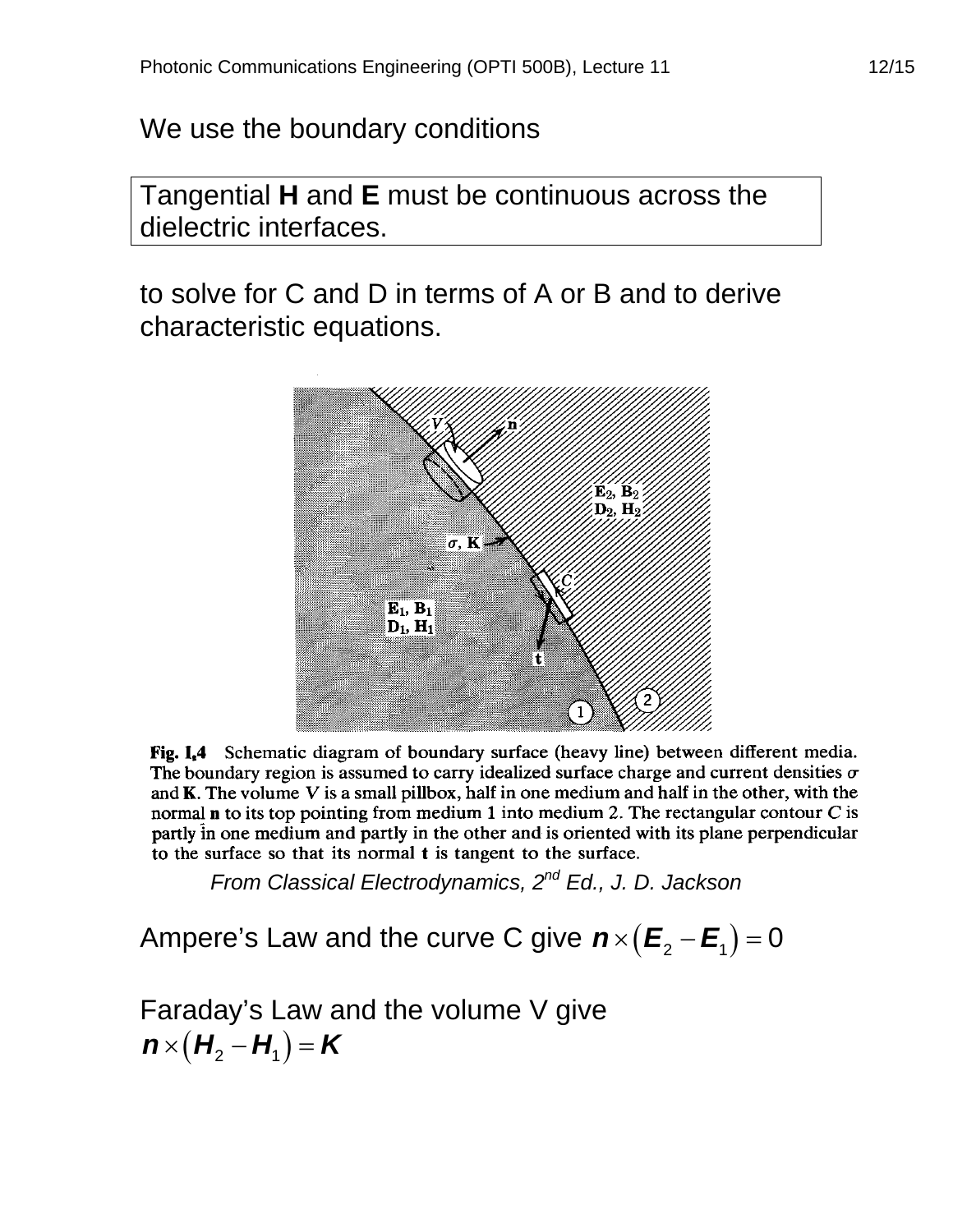We use the boundary conditions

| Tangential **H** and **E** must be continuous across the dielectric interfaces. |
|---|

to solve for C and D in terms of A or B and to derive characteristic equations.

**Fig. I.4** Schematic diagram of boundary surface (heavy line) between different media. The boundary region is assumed to carry idealized surface charge and current densities $\sigma$ and **K**. The volume $V$ is a small pillbox, half in one medium and half in the other, with the normal **n** to its top pointing from medium 1 into medium 2. The rectangular contour $C$ is partly in one medium and partly in the other and is oriented with its plane perpendicular to the surface so that its normal **t** is tangent to the surface.

*From Classical Electrodynamics, 2nd Ed., J. D. Jackson*

Ampere's Law and the curve C give $\boldsymbol{n} \times \left(\boldsymbol{E}_2 - \boldsymbol{E}_1\right) = 0$

Faraday's Law and the volume V give
$\boldsymbol{n} \times \left(\boldsymbol{H}_2 - \boldsymbol{H}_1\right) = \boldsymbol{K}$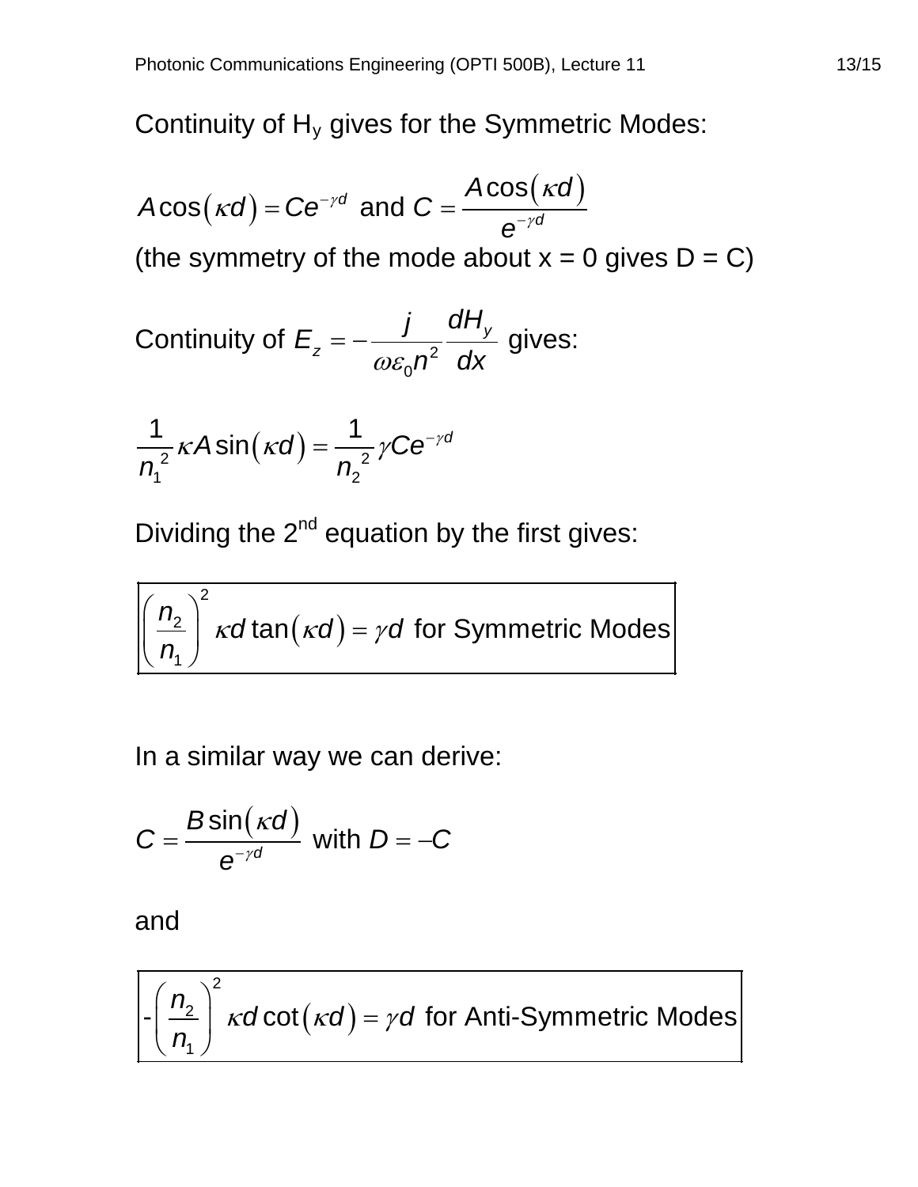Continuity of $H_y$ gives for the Symmetric Modes:

$$A\cos(\kappa d) = Ce^{-\gamma d} \text{ and } C = \frac{A\cos(\kappa d)}{e^{-\gamma d}}$$

(the symmetry of the mode about x = 0 gives D = C)

Continuity of $E_z = -\dfrac{j}{\omega\varepsilon_0 n^2}\dfrac{dH_y}{dx}$ gives:

$$\frac{1}{n_1^{\,2}}\kappa A\sin(\kappa d) = \frac{1}{n_2^{\,2}}\gamma Ce^{-\gamma d}$$

Dividing the 2nd equation by the first gives:

$$\boxed{\left(\frac{n_2}{n_1}\right)^2 \kappa d\tan(\kappa d) = \gamma d \text{ for Symmetric Modes}}$$

In a similar way we can derive:

$$C = \frac{B\sin(\kappa d)}{e^{-\gamma d}} \text{ with } D = -C$$

and

$$\boxed{-\left(\frac{n_2}{n_1}\right)^2 \kappa d\cot(\kappa d) = \gamma d \text{ for Anti-Symmetric Modes}}$$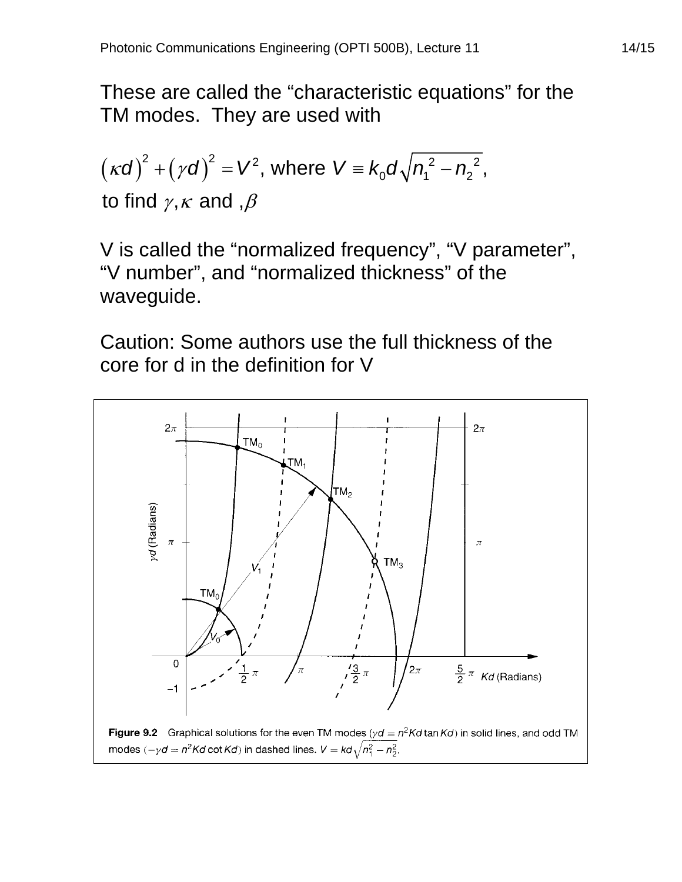These are called the "characteristic equations" for the TM modes. They are used with

$$(\kappa d)^2 + (\gamma d)^2 = V^2, \text{ where } V \equiv k_0 d\sqrt{n_1^2 - n_2^2},$$

to find $\gamma, \kappa$ and $,\beta$

V is called the "normalized frequency", "V parameter", "V number", and "normalized thickness" of the waveguide.

Caution: Some authors use the full thickness of the core for d in the definition for V

**Figure 9.2** Graphical solutions for the even TM modes ($\gamma d = n^2 Kd \tan Kd$) in solid lines, and odd TM modes ($-\gamma d = n^2 Kd \cot Kd$) in dashed lines. $V = kd\sqrt{n_1^2 - n_2^2}$.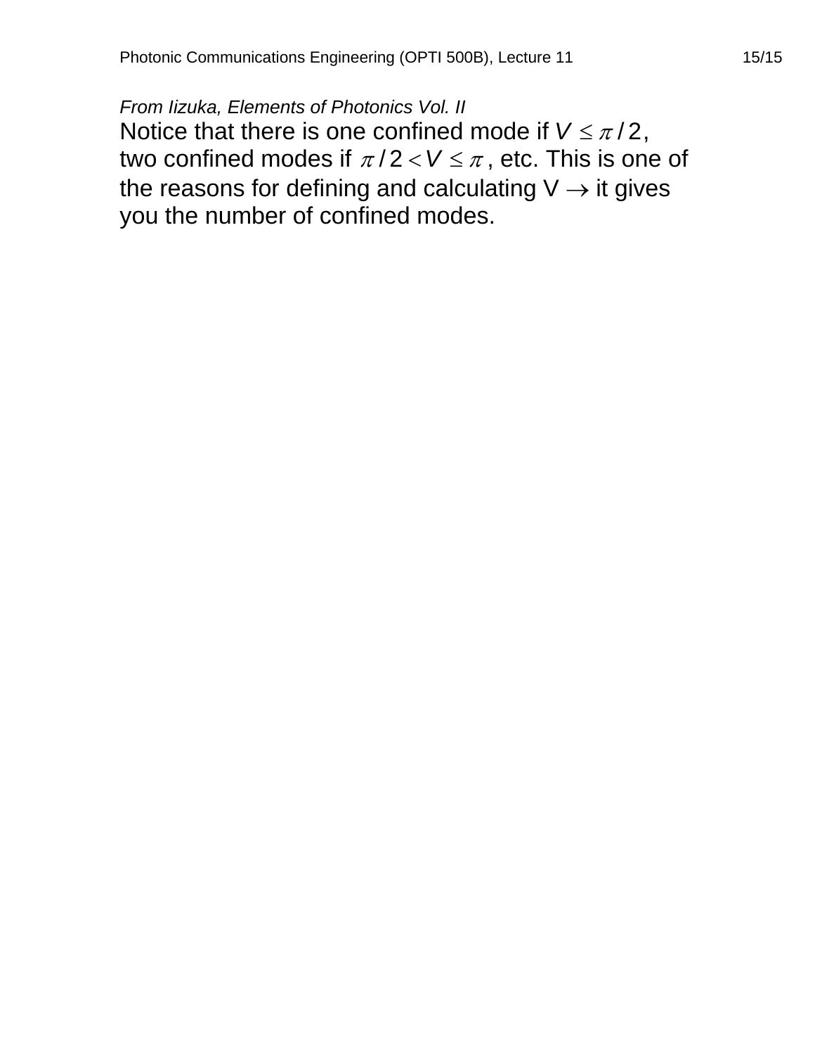*From Iizuka, Elements of Photonics Vol. II*

Notice that there is one confined mode if $V \leq \pi/2$, two confined modes if $\pi/2 < V \leq \pi$, etc. This is one of the reasons for defining and calculating V $\rightarrow$ it gives you the number of confined modes.